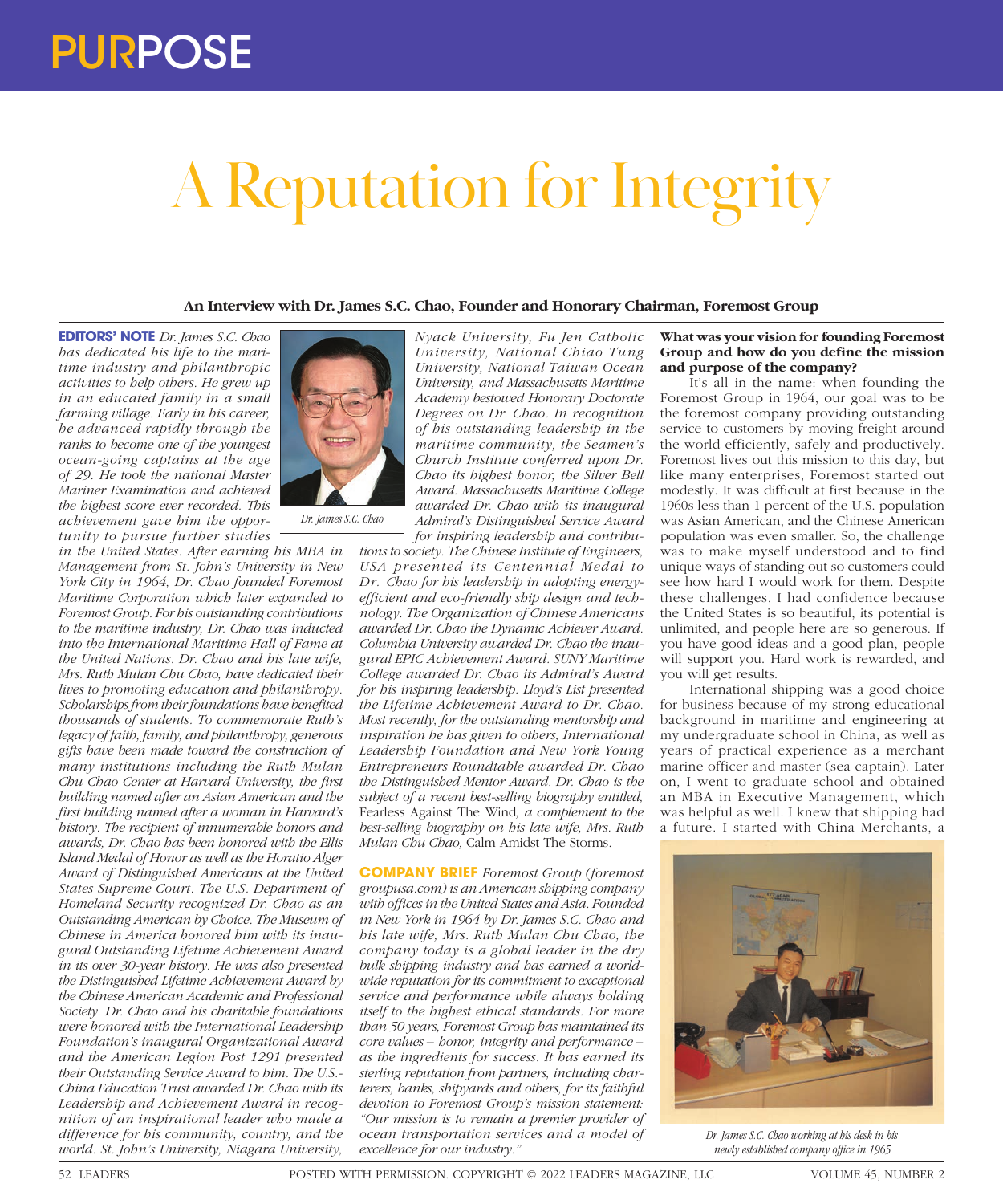# A Reputation for Integrity

**An Interview with Dr. James S.C. Chao, Founder and Honorary Chairman, Foremost Group**

**EDITORS' NOTE** *Dr. James S.C. Chao has dedicated his life to the maritime industry and philanthropic activities to help others. He grew up in an educated family in a small farming village. Early in his career, he advanced rapidly through the ranks to become one of the youngest ocean-going captains at the age of 29. He took the national Master Mariner Examination and achieved the highest score ever recorded. This achievement gave him the opportunity to pursue further studies in the United States. After earning his MBA in Management from St. John's University in New York City in 1964, Dr. Chao founded Foremost Maritime Corporation which later expanded to Foremost Group. For his outstanding contributions to the maritime industry, Dr. Chao was inducted into the International Maritime Hall of Fame at the United Nations. Dr. Chao and his late wife, Mrs. Ruth Mulan Chu Chao, have dedicated their lives to promoting education and philanthropy. Scholarships from their foundations have benefited thousands of students. To commemorate Ruth's legacy of faith, family, and philanthropy, generous gifts have been made toward the construction of many institutions including the Ruth Mulan Chu Chao Center at Harvard University, the first building named after an Asian American and the first building named after a woman in Harvard's history. The recipient of innumerable honors and awards, Dr. Chao has been honored with the Ellis Island Medal of Honor as well as the Horatio Alger Award of Distinguished Americans at the United States Supreme Court. The U.S. Department of Homeland Security recognized Dr. Chao as an Outstanding American by Choice. The Museum of Chinese in America honored him with its inaugural Outstanding Lifetime Achievement Award in its over 30-year history. He was also presented the Distinguished Lifetime Achievement Award by the Chinese American Academic and Professional Society. Dr. Chao and his charitable foundations were honored with the International Leadership Foundation's inaugural Organizational Award and the American Legion Post 1291 presented their Outstanding Service Award to him. The U.S.-China Education Trust awarded Dr. Chao with its Leadership and Achievement Award in recognition of an inspirational leader who made a difference for his community, country, and the world. St. John's University, Niagara University, Nyack University, Fu Jen Catholic University, National Chiao Tung University, National Taiwan Ocean University, and Massachusetts Maritime Academy bestowed Honorary Doctorate Degrees on Dr. Chao. In recognition of his outstanding leadership in the maritime community, the Seamen's Church Institute conferred upon Dr. Chao its highest honor, the Silver Bell Award. Massachusetts Maritime College awarded Dr. Chao with its inaugural Admiral's Distinguished Service Award for inspiring leadership and contributions to society. The Chinese Institute of Engineers, USA presented its Centennial Medal to Dr. Chao for his leadership in adopting energy-efficient and eco-friendly ship design and technology. The Organization of Chinese Americans awarded Dr. Chao the Dynamic Achiever Award. Columbia University awarded Dr. Chao the inaugural EPIC Achievement Award. SUNY Maritime College awarded Dr. Chao its Admiral's Award for his inspiring leadership. Lloyd's List presented the Lifetime Achievement Award to Dr. Chao. Most recently, for the outstanding mentorship and inspiration he has given to others, International Leadership Foundation and New York Young Entrepreneurs Roundtable awarded Dr. Chao the Distinguished Mentor Award. Dr. Chao is the subject of a recent best-selling biography entitled,* Fearless Against The Wind, *a complement to the best-selling biography on his late wife, Mrs. Ruth Mulan Chu Chao,* Calm Amidst The Storms.

Dr. James S.C. Chao

**COMPANY BRIEF** *Foremost Group (foremostgroupusa.com) is an American shipping company with offices in the United States and Asia. Founded in New York in 1964 by Dr. James S.C. Chao and his late wife, Mrs. Ruth Mulan Chu Chao, the company today is a global leader in the dry bulk shipping industry and has earned a worldwide reputation for its commitment to exceptional service and performance while always holding itself to the highest ethical standards. For more than 50 years, Foremost Group has maintained its core values – honor, integrity and performance – as the ingredients for success. It has earned its sterling reputation from partners, including charterers, banks, shipyards and others, for its faithful devotion to Foremost Group's mission statement: "Our mission is to remain a premier provider of ocean transportation services and a model of excellence for our industry."*

**What was your vision for founding Foremost Group and how do you define the mission and purpose of the company?**

It's all in the name: when founding the Foremost Group in 1964, our goal was to be the foremost company providing outstanding service to customers by moving freight around the world efficiently, safely and productively. Foremost lives out this mission to this day, but like many enterprises, Foremost started out modestly. It was difficult at first because in the 1960s less than 1 percent of the U.S. population was Asian American, and the Chinese American population was even smaller. So, the challenge was to make myself understood and to find unique ways of standing out so customers could see how hard I would work for them. Despite these challenges, I had confidence because the United States is so beautiful, its potential is unlimited, and people here are so generous. If you have good ideas and a good plan, people will support you. Hard work is rewarded, and you will get results.

International shipping was a good choice for business because of my strong educational background in maritime and engineering at my undergraduate school in China, as well as years of practical experience as a merchant marine officer and master (sea captain). Later on, I went to graduate school and obtained an MBA in Executive Management, which was helpful as well. I knew that shipping had a future. I started with China Merchants, a

*Dr. James S.C. Chao working at his desk in his newly established company office in 1965*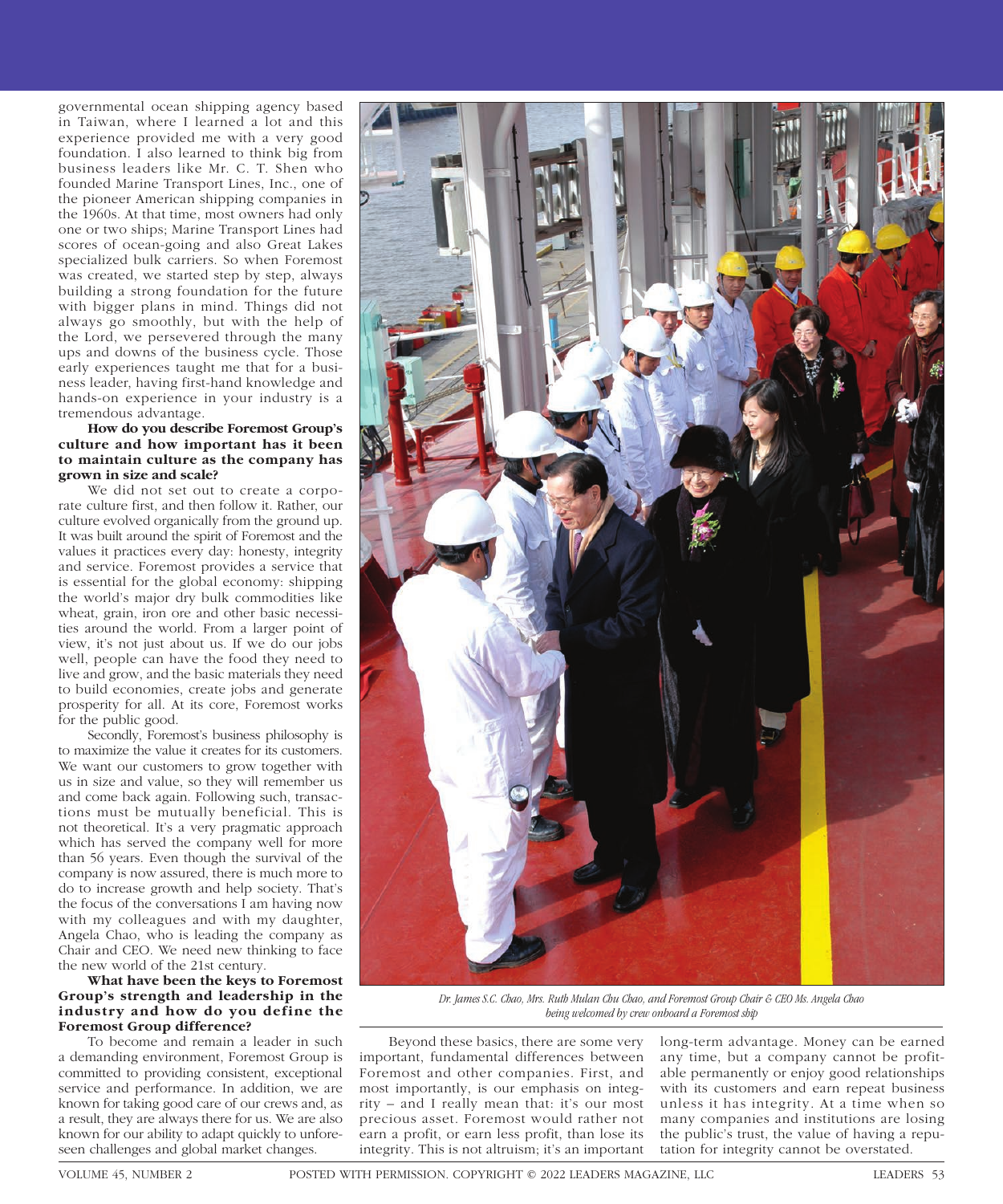governmental ocean shipping agency based in Taiwan, where I learned a lot and this experience provided me with a very good foundation. I also learned to think big from business leaders like Mr. C. T. Shen who founded Marine Transport Lines, Inc., one of the pioneer American shipping companies in the 1960s. At that time, most owners had only one or two ships; Marine Transport Lines had scores of ocean-going and also Great Lakes specialized bulk carriers. So when Foremost was created, we started step by step, always building a strong foundation for the future with bigger plans in mind. Things did not always go smoothly, but with the help of the Lord, we persevered through the many ups and downs of the business cycle. Those early experiences taught me that for a business leader, having first-hand knowledge and hands-on experience in your industry is a tremendous advantage.

**How do you describe Foremost Group's culture and how important has it been to maintain culture as the company has grown in size and scale?**

We did not set out to create a corporate culture first, and then follow it. Rather, our culture evolved organically from the ground up. It was built around the spirit of Foremost and the values it practices every day: honesty, integrity and service. Foremost provides a service that is essential for the global economy: shipping the world's major dry bulk commodities like wheat, grain, iron ore and other basic necessities around the world. From a larger point of view, it's not just about us. If we do our jobs well, people can have the food they need to live and grow, and the basic materials they need to build economies, create jobs and generate prosperity for all. At its core, Foremost works for the public good.

Secondly, Foremost's business philosophy is to maximize the value it creates for its customers. We want our customers to grow together with us in size and value, so they will remember us and come back again. Following such, transactions must be mutually beneficial. This is not theoretical. It's a very pragmatic approach which has served the company well for more than 56 years. Even though the survival of the company is now assured, there is much more to do to increase growth and help society. That's the focus of the conversations I am having now with my colleagues and with my daughter, Angela Chao, who is leading the company as Chair and CEO. We need new thinking to face the new world of the 21st century.

**What have been the keys to Foremost Group's strength and leadership in the industry and how do you define the Foremost Group difference?**

To become and remain a leader in such a demanding environment, Foremost Group is committed to providing consistent, exceptional service and performance. In addition, we are known for taking good care of our crews and, as a result, they are always there for us. We are also known for our ability to adapt quickly to unforeseen challenges and global market changes.

*Dr. James S.C. Chao, Mrs. Ruth Mulan Chu Chao, and Foremost Group Chair & CEO Ms. Angela Chao being welcomed by crew onboard a Foremost ship*

Beyond these basics, there are some very important, fundamental differences between Foremost and other companies. First, and most importantly, is our emphasis on integrity – and I really mean that: it's our most precious asset. Foremost would rather not earn a profit, or earn less profit, than lose its integrity. This is not altruism; it's an important long-term advantage. Money can be earned any time, but a company cannot be profitable permanently or enjoy good relationships with its customers and earn repeat business unless it has integrity. At a time when so many companies and institutions are losing the public's trust, the value of having a reputation for integrity cannot be overstated.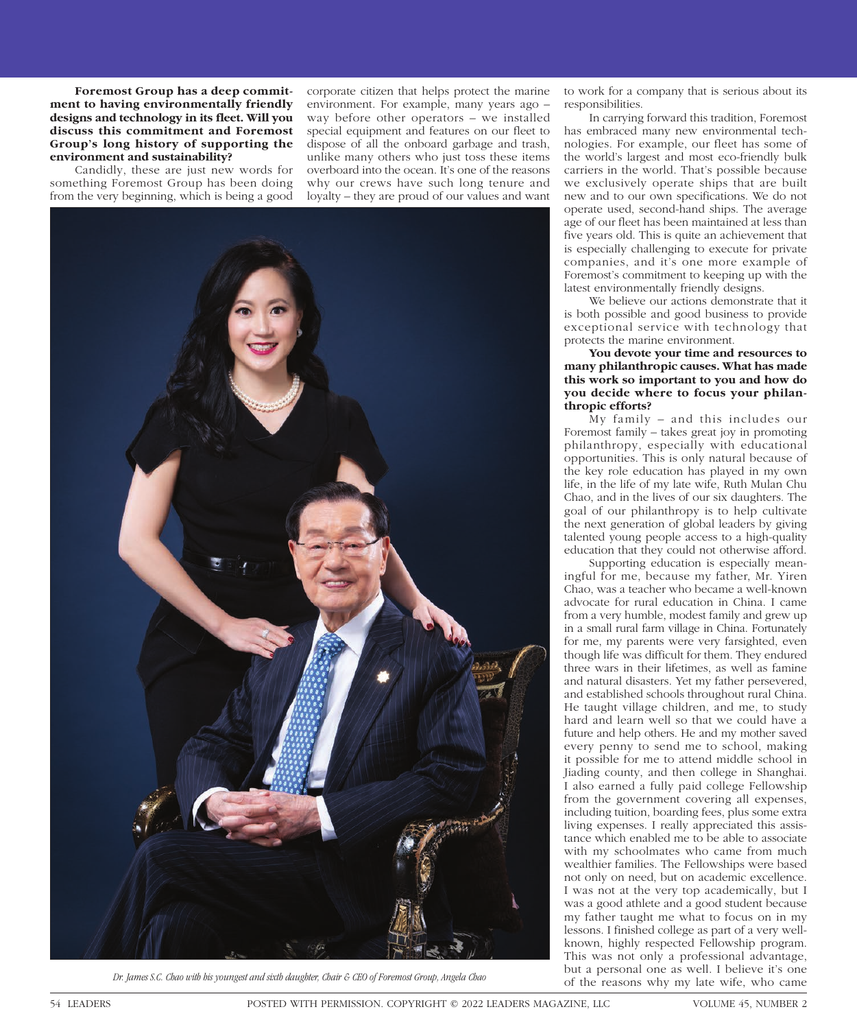**Foremost Group has a deep commitment to having environmentally friendly designs and technology in its fleet. Will you discuss this commitment and Foremost Group's long history of supporting the environment and sustainability?**

Candidly, these are just new words for something Foremost Group has been doing from the very beginning, which is being a good corporate citizen that helps protect the marine environment. For example, many years ago – way before other operators – we installed special equipment and features on our fleet to dispose of all the onboard garbage and trash, unlike many others who just toss these items overboard into the ocean. It's one of the reasons why our crews have such long tenure and loyalty – they are proud of our values and want to work for a company that is serious about its responsibilities.

In carrying forward this tradition, Foremost has embraced many new environmental technologies. For example, our fleet has some of the world's largest and most eco-friendly bulk carriers in the world. That's possible because we exclusively operate ships that are built new and to our own specifications. We do not operate used, second-hand ships. The average age of our fleet has been maintained at less than five years old. This is quite an achievement that is especially challenging to execute for private companies, and it's one more example of Foremost's commitment to keeping up with the latest environmentally friendly designs.

We believe our actions demonstrate that it is both possible and good business to provide exceptional service with technology that protects the marine environment.

**You devote your time and resources to many philanthropic causes. What has made this work so important to you and how do you decide where to focus your philanthropic efforts?**

My family – and this includes our Foremost family – takes great joy in promoting philanthropy, especially with educational opportunities. This is only natural because of the key role education has played in my own life, in the life of my late wife, Ruth Mulan Chu Chao, and in the lives of our six daughters. The goal of our philanthropy is to help cultivate the next generation of global leaders by giving talented young people access to a high-quality education that they could not otherwise afford.

Supporting education is especially meaningful for me, because my father, Mr. Yiren Chao, was a teacher who became a well-known advocate for rural education in China. I came from a very humble, modest family and grew up in a small rural farm village in China. Fortunately for me, my parents were very farsighted, even though life was difficult for them. They endured three wars in their lifetimes, as well as famine and natural disasters. Yet my father persevered, and established schools throughout rural China. He taught village children, and me, to study hard and learn well so that we could have a future and help others. He and my mother saved every penny to send me to school, making it possible for me to attend middle school in Jiading county, and then college in Shanghai. I also earned a fully paid college Fellowship from the government covering all expenses, including tuition, boarding fees, plus some extra living expenses. I really appreciated this assistance which enabled me to be able to associate with my schoolmates who came from much wealthier families. The Fellowships were based not only on need, but on academic excellence. I was not at the very top academically, but I was a good athlete and a good student because my father taught me what to focus on in my lessons. I finished college as part of a very well-known, highly respected Fellowship program. This was not only a professional advantage, but a personal one as well. I believe it's one of the reasons why my late wife, who came

*Dr. James S.C. Chao with his youngest and sixth daughter, Chair & CEO of Foremost Group, Angela Chao*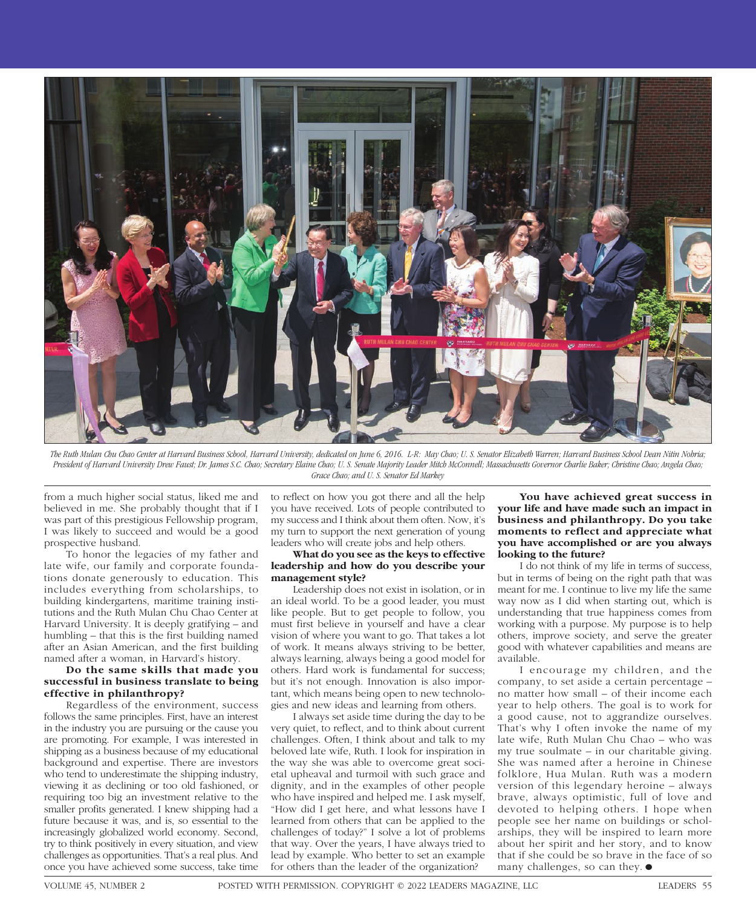*The Ruth Mulan Chu Chao Center at Harvard Business School, Harvard University, dedicated on June 6, 2016. L-R: May Chao; U. S. Senator Elizabeth Warren; Harvard Business School Dean Nitin Nohria; President of Harvard University Drew Faust; Dr. James S.C. Chao; Secretary Elaine Chao; U. S. Senate Majority Leader Mitch McConnell; Massachusetts Governor Charlie Baker; Christine Chao; Angela Chao; Grace Chao; and U. S. Senator Ed Markey*

from a much higher social status, liked me and believed in me. She probably thought that if I was part of this prestigious Fellowship program, I was likely to succeed and would be a good prospective husband.

To honor the legacies of my father and late wife, our family and corporate foundations donate generously to education. This includes everything from scholarships, to building kindergartens, maritime training institutions and the Ruth Mulan Chu Chao Center at Harvard University. It is deeply gratifying – and humbling – that this is the first building named after an Asian American, and the first building named after a woman, in Harvard's history.

**Do the same skills that made you successful in business translate to being effective in philanthropy?**

Regardless of the environment, success follows the same principles. First, have an interest in the industry you are pursuing or the cause you are promoting. For example, I was interested in shipping as a business because of my educational background and expertise. There are investors who tend to underestimate the shipping industry, viewing it as declining or too old fashioned, or requiring too big an investment relative to the smaller profits generated. I knew shipping had a future because it was, and is, so essential to the increasingly globalized world economy. Second, try to think positively in every situation, and view challenges as opportunities. That's a real plus. And once you have achieved some success, take time to reflect on how you got there and all the help you have received. Lots of people contributed to my success and I think about them often. Now, it's my turn to support the next generation of young leaders who will create jobs and help others.

**What do you see as the keys to effective leadership and how do you describe your management style?**

Leadership does not exist in isolation, or in an ideal world. To be a good leader, you must like people. But to get people to follow, you must first believe in yourself and have a clear vision of where you want to go. That takes a lot of work. It means always striving to be better, always learning, always being a good model for others. Hard work is fundamental for success; but it's not enough. Innovation is also important, which means being open to new technologies and new ideas and learning from others.

I always set aside time during the day to be very quiet, to reflect, and to think about current challenges. Often, I think about and talk to my beloved late wife, Ruth. I look for inspiration in the way she was able to overcome great societal upheaval and turmoil with such grace and dignity, and in the examples of other people who have inspired and helped me. I ask myself, "How did I get here, and what lessons have I learned from others that can be applied to the challenges of today?" I solve a lot of problems that way. Over the years, I have always tried to lead by example. Who better to set an example for others than the leader of the organization?

**You have achieved great success in your life and have made such an impact in business and philanthropy. Do you take moments to reflect and appreciate what you have accomplished or are you always looking to the future?**

I do not think of my life in terms of success, but in terms of being on the right path that was meant for me. I continue to live my life the same way now as I did when starting out, which is understanding that true happiness comes from working with a purpose. My purpose is to help others, improve society, and serve the greater good with whatever capabilities and means are available.

I encourage my children, and the company, to set aside a certain percentage – no matter how small – of their income each year to help others. The goal is to work for a good cause, not to aggrandize ourselves. That's why I often invoke the name of my late wife, Ruth Mulan Chu Chao – who was my true soulmate – in our charitable giving. She was named after a heroine in Chinese folklore, Hua Mulan. Ruth was a modern version of this legendary heroine – always brave, always optimistic, full of love and devoted to helping others. I hope when people see her name on buildings or scholarships, they will be inspired to learn more about her spirit and her story, and to know that if she could be so brave in the face of so many challenges, so can they. ●

POSTED WITH PERMISSION. COPYRIGHT © 2022 LEADERS MAGAZINE, LLC